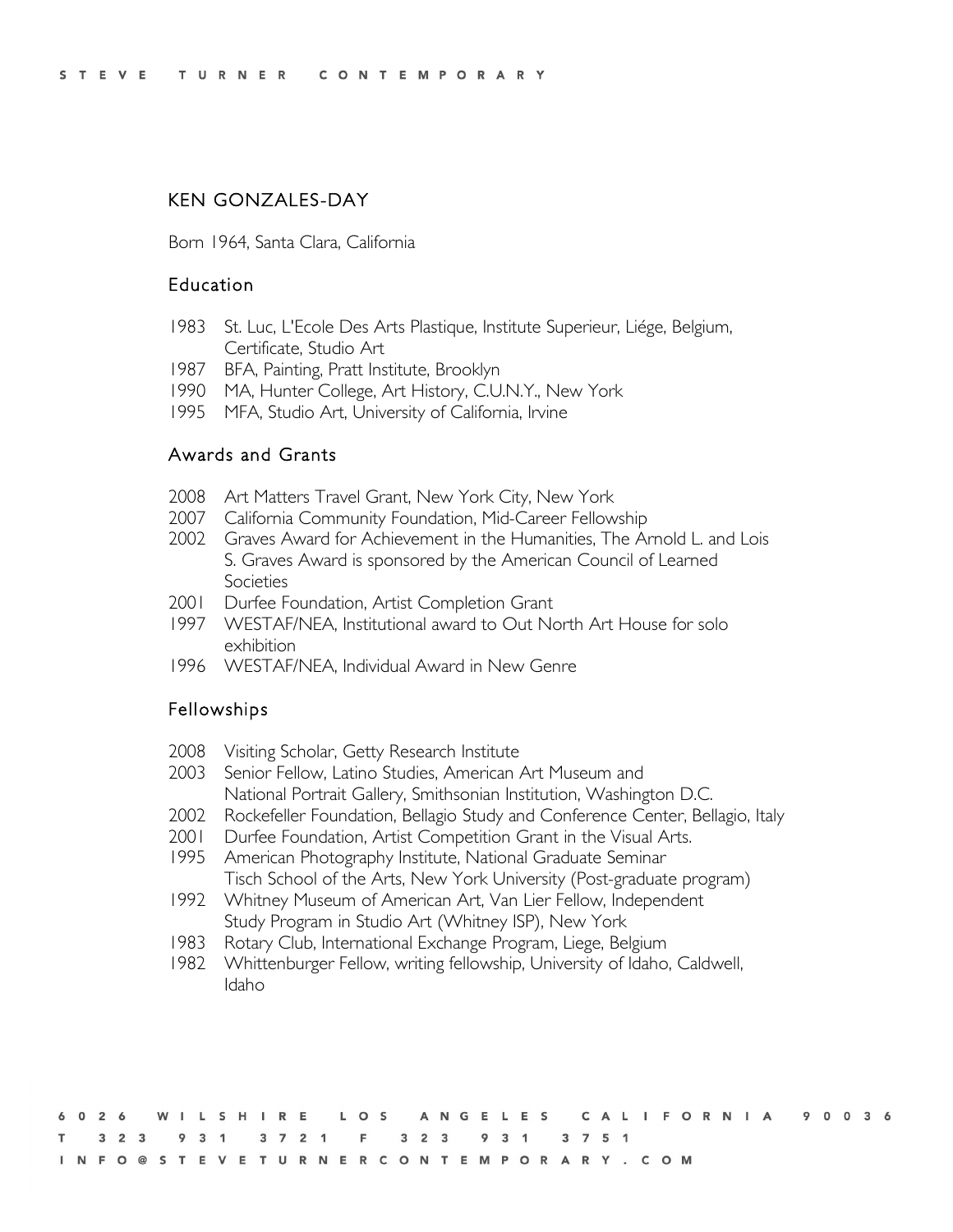# KEN GONZALES-DAY

Born 1964, Santa Clara, California

## Education

1983 St. Luc, L'Ecole Des Arts Plastique, Institute Superieur, Liége, Belgium, Certificate, Studio Art
1987 BFA, Painting, Pratt Institute, Brooklyn
1990 MA, Hunter College, Art History, C.U.N.Y., New York
1995 MFA, Studio Art, University of California, Irvine

## Awards and Grants

2008 Art Matters Travel Grant, New York City, New York
2007 California Community Foundation, Mid-Career Fellowship
2002 Graves Award for Achievement in the Humanities, The Arnold L. and Lois S. Graves Award is sponsored by the American Council of Learned Societies
2001 Durfee Foundation, Artist Completion Grant
1997 WESTAF/NEA, Institutional award to Out North Art House for solo exhibition
1996 WESTAF/NEA, Individual Award in New Genre

## Fellowships

2008 Visiting Scholar, Getty Research Institute
2003 Senior Fellow, Latino Studies, American Art Museum and National Portrait Gallery, Smithsonian Institution, Washington D.C.
2002 Rockefeller Foundation, Bellagio Study and Conference Center, Bellagio, Italy
2001 Durfee Foundation, Artist Competition Grant in the Visual Arts.
1995 American Photography Institute, National Graduate Seminar Tisch School of the Arts, New York University (Post-graduate program)
1992 Whitney Museum of American Art, Van Lier Fellow, Independent Study Program in Studio Art (Whitney ISP), New York
1983 Rotary Club, International Exchange Program, Liege, Belgium
1982 Whittenburger Fellow, writing fellowship, University of Idaho, Caldwell, Idaho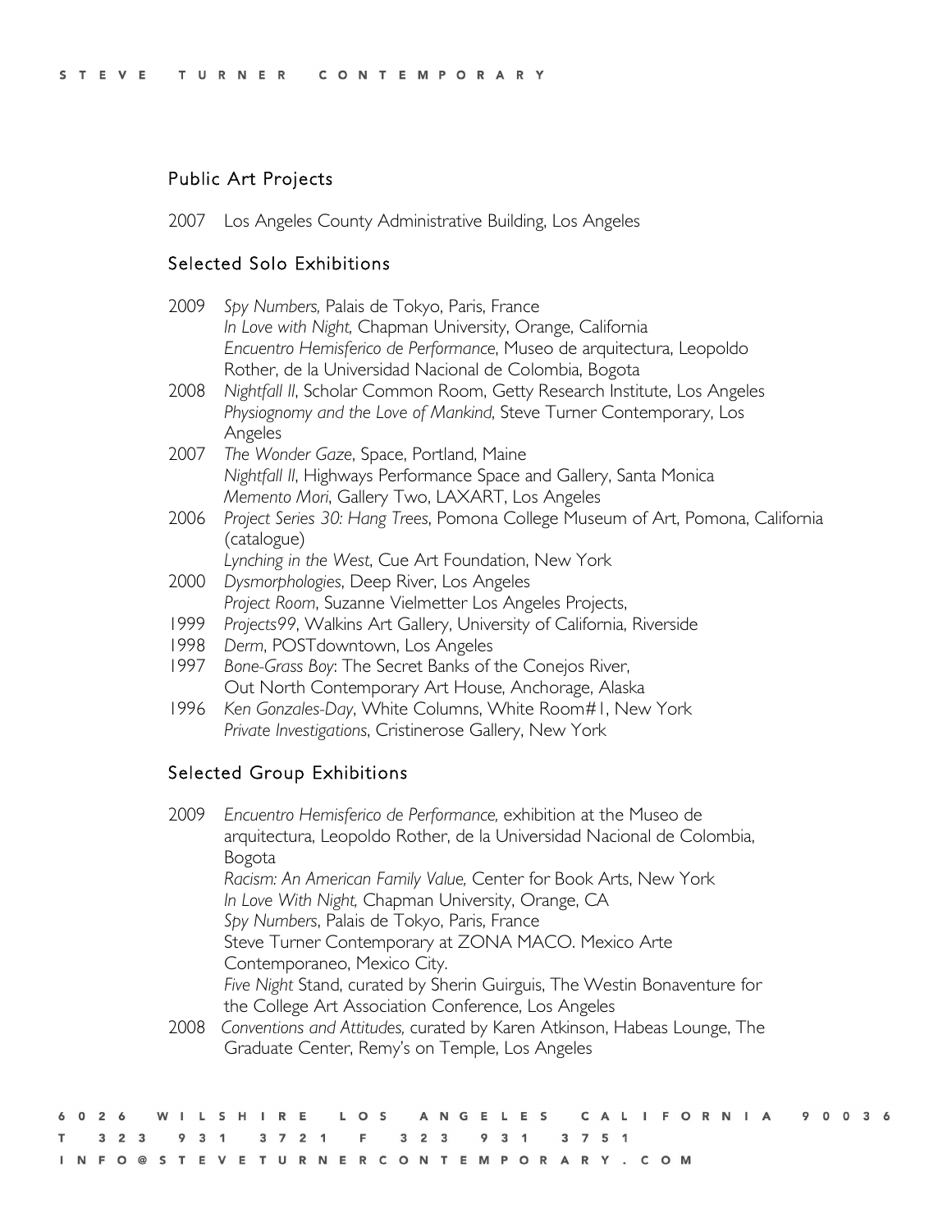## Public Art Projects

2007 Los Angeles County Administrative Building, Los Angeles

## Selected Solo Exhibitions

2009 *Spy Numbers,* Palais de Tokyo, Paris, France
*In Love with Night,* Chapman University, Orange, California
*Encuentro Hemisferico de Performance*, Museo de arquitectura, Leopoldo Rother, de la Universidad Nacional de Colombia, Bogota

2008 *Nightfall II*, Scholar Common Room, Getty Research Institute, Los Angeles
*Physiognomy and the Love of Mankind*, Steve Turner Contemporary, Los Angeles

2007 *The Wonder Gaze*, Space, Portland, Maine
*Nightfall II*, Highways Performance Space and Gallery, Santa Monica
*Memento Mori*, Gallery Two, LAXART, Los Angeles

2006 *Project Series 30: Hang Trees*, Pomona College Museum of Art, Pomona, California (catalogue)
*Lynching in the West*, Cue Art Foundation, New York

2000 *Dysmorphologies*, Deep River, Los Angeles
*Project Room*, Suzanne Vielmetter Los Angeles Projects,

1999 *Projects99*, Walkins Art Gallery, University of California, Riverside

1998 *Derm*, POSTdowntown, Los Angeles

1997 *Bone-Grass Boy*: The Secret Banks of the Conejos River,
Out North Contemporary Art House, Anchorage, Alaska

1996 *Ken Gonzales-Day*, White Columns, White Room#1, New York
*Private Investigations*, Cristinerose Gallery, New York

## Selected Group Exhibitions

2009 *Encuentro Hemisferico de Performance,* exhibition at the Museo de arquitectura, Leopoldo Rother, de la Universidad Nacional de Colombia, Bogota
*Racism: An American Family Value,* Center for Book Arts, New York
*In Love With Night,* Chapman University, Orange, CA
*Spy Numbers*, Palais de Tokyo, Paris, France
Steve Turner Contemporary at ZONA MACO. Mexico Arte Contemporaneo, Mexico City.
*Five Night* Stand, curated by Sherin Guirguis, The Westin Bonaventure for the College Art Association Conference, Los Angeles

2008 *Conventions and Attitudes,* curated by Karen Atkinson, Habeas Lounge, The Graduate Center, Remy's on Temple, Los Angeles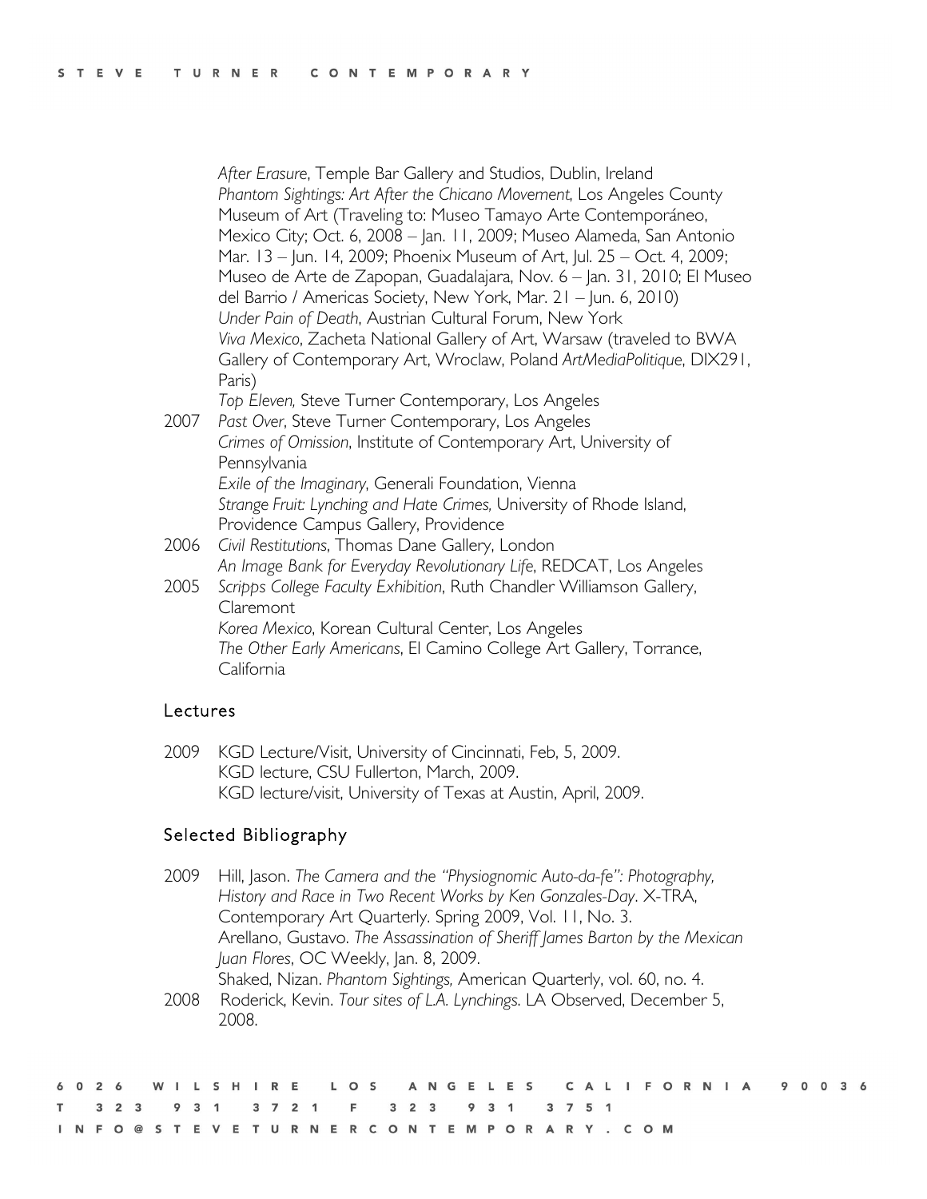*After Erasure*, Temple Bar Gallery and Studios, Dublin, Ireland
*Phantom Sightings: Art After the Chicano Movement*, Los Angeles County Museum of Art (Traveling to: Museo Tamayo Arte Contemporáneo, Mexico City; Oct. 6, 2008 – Jan. 11, 2009; Museo Alameda, San Antonio Mar. 13 – Jun. 14, 2009; Phoenix Museum of Art, Jul. 25 – Oct. 4, 2009; Museo de Arte de Zapopan, Guadalajara, Nov. 6 – Jan. 31, 2010; El Museo del Barrio / Americas Society, New York, Mar. 21 – Jun. 6, 2010)
*Under Pain of Death*, Austrian Cultural Forum, New York
*Viva Mexico*, Zacheta National Gallery of Art, Warsaw (traveled to BWA Gallery of Contemporary Art, Wroclaw, Poland *ArtMediaPolitique*, DIX291, Paris)
*Top Eleven,* Steve Turner Contemporary, Los Angeles

2007 *Past Over*, Steve Turner Contemporary, Los Angeles
*Crimes of Omission*, Institute of Contemporary Art, University of Pennsylvania
*Exile of the Imaginary*, Generali Foundation, Vienna
*Strange Fruit: Lynching and Hate Crimes,* University of Rhode Island, Providence Campus Gallery, Providence

2006 *Civil Restitutions*, Thomas Dane Gallery, London
*An Image Bank for Everyday Revolutionary Life*, REDCAT, Los Angeles

2005 *Scripps College Faculty Exhibition*, Ruth Chandler Williamson Gallery, Claremont
*Korea Mexico*, Korean Cultural Center, Los Angeles
*The Other Early Americans*, El Camino College Art Gallery, Torrance, California

## Lectures

2009 KGD Lecture/Visit, University of Cincinnati, Feb, 5, 2009.
KGD lecture, CSU Fullerton, March, 2009.
KGD lecture/visit, University of Texas at Austin, April, 2009.

## Selected Bibliography

2009 Hill, Jason. *The Camera and the "Physiognomic Auto-da-fe": Photography, History and Race in Two Recent Works by Ken Gonzales-Day*. X-TRA, Contemporary Art Quarterly. Spring 2009, Vol. 11, No. 3.
Arellano, Gustavo. *The Assassination of Sheriff James Barton by the Mexican Juan Flores*, OC Weekly, Jan. 8, 2009.
Shaked, Nizan. *Phantom Sightings,* American Quarterly, vol. 60, no. 4.

2008 Roderick, Kevin. *Tour sites of L.A. Lynchings.* LA Observed, December 5, 2008.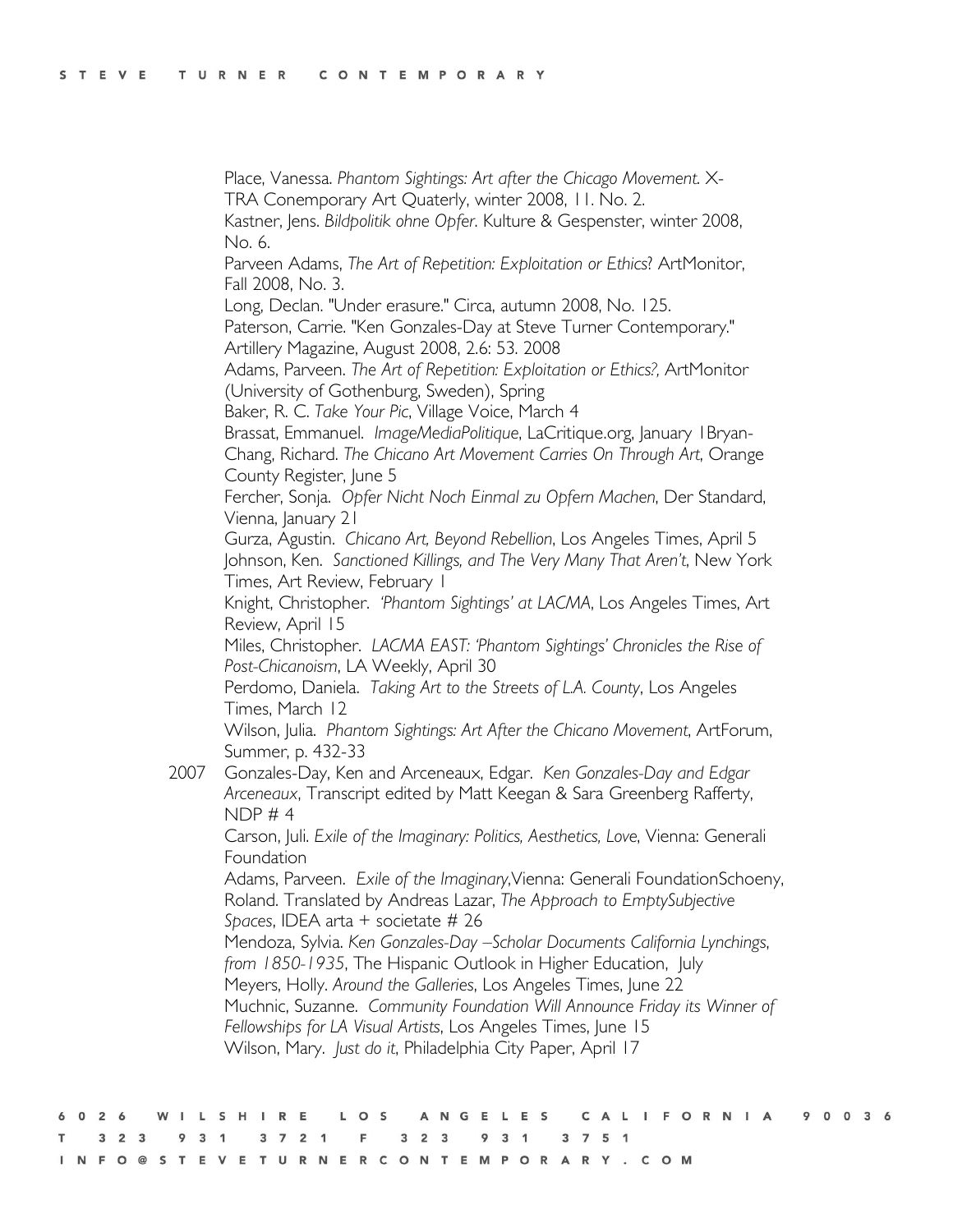Place, Vanessa. *Phantom Sightings: Art after the Chicago Movement*. X-TRA Conemporary Art Quaterly, winter 2008, 11. No. 2.

Kastner, Jens. *Bildpolitik ohne Opfer*. Kulture & Gespenster, winter 2008, No. 6.

Parveen Adams, *The Art of Repetition: Exploitation or Ethics*? ArtMonitor, Fall 2008, No. 3.

Long, Declan. "Under erasure." Circa, autumn 2008, No. 125.

Paterson, Carrie. "Ken Gonzales-Day at Steve Turner Contemporary." Artillery Magazine, August 2008, 2.6: 53. 2008

Adams, Parveen. *The Art of Repetition: Exploitation or Ethics?,* ArtMonitor (University of Gothenburg, Sweden), Spring

Baker, R. C. *Take Your Pic*, Village Voice, March 4

Brassat, Emmanuel. *ImageMediaPolitique*, LaCritique.org, January 1Bryan-Chang, Richard. *The Chicano Art Movement Carries On Through Art*, Orange County Register, June 5

Fercher, Sonja. *Opfer Nicht Noch Einmal zu Opfern Machen*, Der Standard, Vienna, January 21

Gurza, Agustin. *Chicano Art, Beyond Rebellion*, Los Angeles Times, April 5

Johnson, Ken. *Sanctioned Killings, and The Very Many That Aren't*, New York Times, Art Review, February 1

Knight, Christopher. *'Phantom Sightings' at LACMA*, Los Angeles Times, Art Review, April 15

Miles, Christopher. *LACMA EAST: 'Phantom Sightings' Chronicles the Rise of Post-Chicanoism*, LA Weekly, April 30

Perdomo, Daniela. *Taking Art to the Streets of L.A. County*, Los Angeles Times, March 12

Wilson, Julia. *Phantom Sightings: Art After the Chicano Movement*, ArtForum, Summer, p. 432-33

2007 Gonzales-Day, Ken and Arceneaux, Edgar. *Ken Gonzales-Day and Edgar Arceneaux*, Transcript edited by Matt Keegan & Sara Greenberg Rafferty, NDP # 4

Carson, Juli. *Exile of the Imaginary: Politics, Aesthetics, Love*, Vienna: Generali Foundation

Adams, Parveen. *Exile of the Imaginary*,Vienna: Generali FoundationSchoeny, Roland. Translated by Andreas Lazar, *The Approach to EmptySubjective Spaces*, IDEA arta + societate # 26

Mendoza, Sylvia. *Ken Gonzales-Day –Scholar Documents California Lynchings, from 1850-1935*, The Hispanic Outlook in Higher Education, July

Meyers, Holly. *Around the Galleries*, Los Angeles Times, June 22

Muchnic, Suzanne. *Community Foundation Will Announce Friday its Winner of Fellowships for LA Visual Artists*, Los Angeles Times, June 15

Wilson, Mary. *Just do it*, Philadelphia City Paper, April 17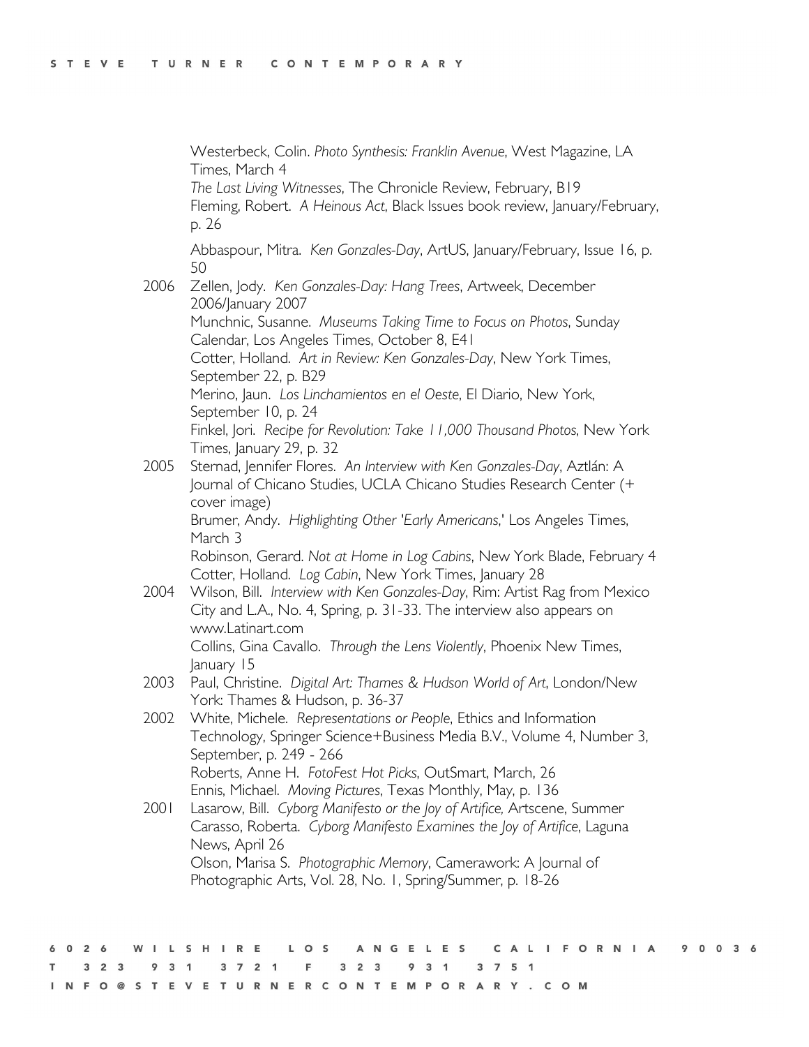Westerbeck, Colin. *Photo Synthesis: Franklin Avenue*, West Magazine, LA Times, March 4

*The Last Living Witnesses*, The Chronicle Review, February, B19

Fleming, Robert. *A Heinous Act*, Black Issues book review, January/February, p. 26

Abbaspour, Mitra. *Ken Gonzales-Day*, ArtUS, January/February, Issue 16, p. 50

2006 Zellen, Jody. *Ken Gonzales-Day: Hang Trees*, Artweek, December 2006/January 2007

Munchnic, Susanne. *Museums Taking Time to Focus on Photos*, Sunday Calendar, Los Angeles Times, October 8, E41

Cotter, Holland. *Art in Review: Ken Gonzales-Day*, New York Times, September 22, p. B29

Merino, Jaun. *Los Linchamientos en el Oeste*, El Diario, New York, September 10, p. 24

Finkel, Jori. *Recipe for Revolution: Take 11,000 Thousand Photos*, New York Times, January 29, p. 32

2005 Sternad, Jennifer Flores. *An Interview with Ken Gonzales-Day*, Aztlán: A Journal of Chicano Studies, UCLA Chicano Studies Research Center (+ cover image)

Brumer, Andy. *Highlighting Other 'Early Americans*,' Los Angeles Times, March 3

Robinson, Gerard. *Not at Home in Log Cabins*, New York Blade, February 4

Cotter, Holland. *Log Cabin*, New York Times, January 28

2004 Wilson, Bill. *Interview with Ken Gonzales-Day*, Rim: Artist Rag from Mexico City and L.A., No. 4, Spring, p. 31-33. The interview also appears on www.Latinart.com

Collins, Gina Cavallo. *Through the Lens Violently*, Phoenix New Times, January 15

2003 Paul, Christine. *Digital Art: Thames & Hudson World of Art*, London/New York: Thames & Hudson, p. 36-37

2002 White, Michele. *Representations or People*, Ethics and Information Technology, Springer Science+Business Media B.V., Volume 4, Number 3, September, p. 249 - 266

Roberts, Anne H. *FotoFest Hot Picks*, OutSmart, March, 26

Ennis, Michael. *Moving Pictures*, Texas Monthly, May, p. 136

2001 Lasarow, Bill. *Cyborg Manifesto or the Joy of Artifice,* Artscene, Summer

Carasso, Roberta. *Cyborg Manifesto Examines the Joy of Artifice*, Laguna News, April 26

Olson, Marisa S. *Photographic Memory*, Camerawork: A Journal of Photographic Arts, Vol. 28, No. 1, Spring/Summer, p. 18-26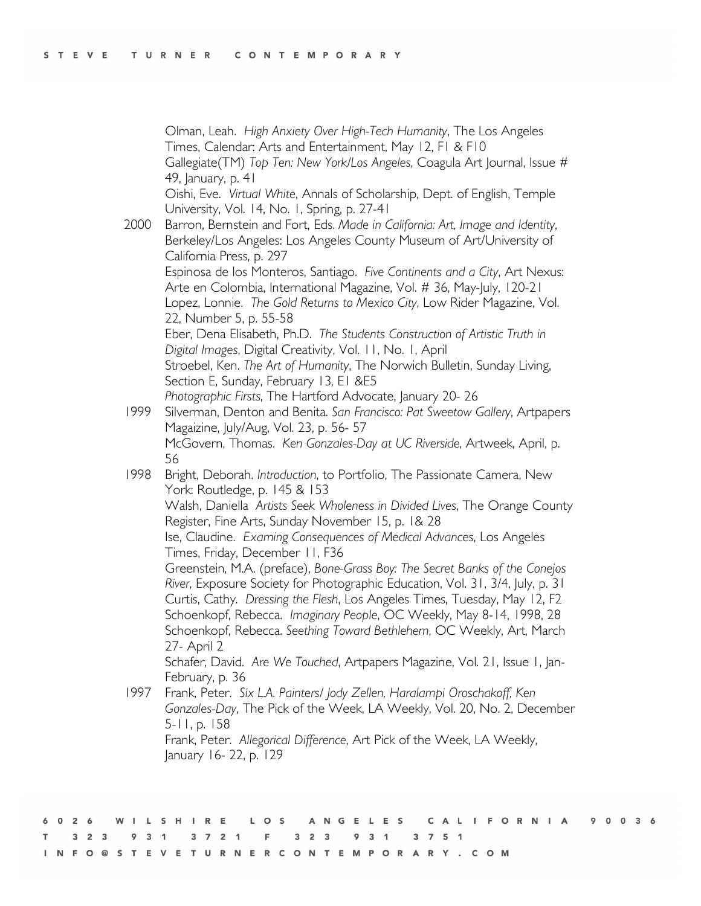Olman, Leah. *High Anxiety Over High-Tech Humanity*, The Los Angeles Times, Calendar: Arts and Entertainment, May 12, F1 & F10

Gallegiate(TM) *Top Ten: New York/Los Angeles*, Coagula Art Journal, Issue # 49, January, p. 41

Oishi, Eve. *Virtual White*, Annals of Scholarship, Dept. of English, Temple University, Vol. 14, No. 1, Spring, p. 27-41

2000 Barron, Bernstein and Fort, Eds. *Made in California: Art, Image and Identity*, Berkeley/Los Angeles: Los Angeles County Museum of Art/University of California Press, p. 297

Espinosa de los Monteros, Santiago. *Five Continents and a City*, Art Nexus: Arte en Colombia, International Magazine, Vol. # 36, May-July, 120-21

Lopez, Lonnie. *The Gold Returns to Mexico City*, Low Rider Magazine, Vol. 22, Number 5, p. 55-58

Eber, Dena Elisabeth, Ph.D. *The Students Construction of Artistic Truth in Digital Images*, Digital Creativity, Vol. 11, No. 1, April

Stroebel, Ken. *The Art of Humanity*, The Norwich Bulletin, Sunday Living, Section E, Sunday, February 13, E1 &E5

*Photographic Firsts*, The Hartford Advocate, January 20- 26

1999 Silverman, Denton and Benita. *San Francisco: Pat Sweetow Gallery*, Artpapers Magaizine, July/Aug, Vol. 23, p. 56- 57

McGovern, Thomas. *Ken Gonzales-Day at UC Riverside*, Artweek, April, p. 56

1998 Bright, Deborah. *Introduction*, to Portfolio, The Passionate Camera, New York: Routledge, p. 145 & 153

Walsh, Daniella *Artists Seek Wholeness in Divided Lives*, The Orange County Register, Fine Arts, Sunday November 15, p. 1& 28

Ise, Claudine. *Examing Consequences of Medical Advances*, Los Angeles Times, Friday, December 11, F36

Greenstein, M.A. (preface), *Bone-Grass Boy: The Secret Banks of the Conejos River*, Exposure Society for Photographic Education, Vol. 31, 3/4, July, p. 31

Curtis, Cathy. *Dressing the Flesh*, Los Angeles Times, Tuesday, May 12, F2

Schoenkopf, Rebecca. *Imaginary People*, OC Weekly, May 8-14, 1998, 28

Schoenkopf, Rebecca. *Seething Toward Bethlehem*, OC Weekly, Art, March 27- April 2

Schafer, David. *Are We Touched*, Artpapers Magazine, Vol. 21, Issue 1, Jan-February, p. 36

1997 Frank, Peter. *Six L.A. Painters/ Jody Zellen, Haralampi Oroschakoff, Ken Gonzales-Day*, The Pick of the Week, LA Weekly, Vol. 20, No. 2, December 5-11, p. 158

Frank, Peter. *Allegorical Difference*, Art Pick of the Week, LA Weekly, January 16- 22, p. 129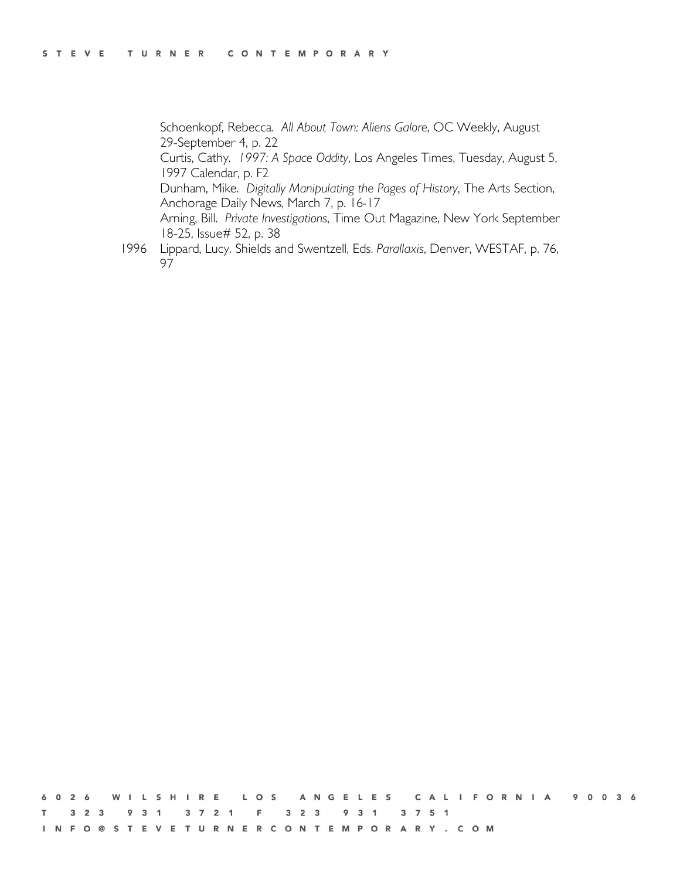Schoenkopf, Rebecca. *All About Town: Aliens Galore*, OC Weekly, August 29-September 4, p. 22

Curtis, Cathy. *1997: A Space Oddity*, Los Angeles Times, Tuesday, August 5, 1997 Calendar, p. F2

Dunham, Mike. *Digitally Manipulating the Pages of History*, The Arts Section, Anchorage Daily News, March 7, p. 16-17

Arning, Bill. *Private Investigations*, Time Out Magazine, New York September 18-25, Issue# 52, p. 38

1996 Lippard, Lucy. Shields and Swentzell, Eds. *Parallaxis*, Denver, WESTAF, p. 76, 97